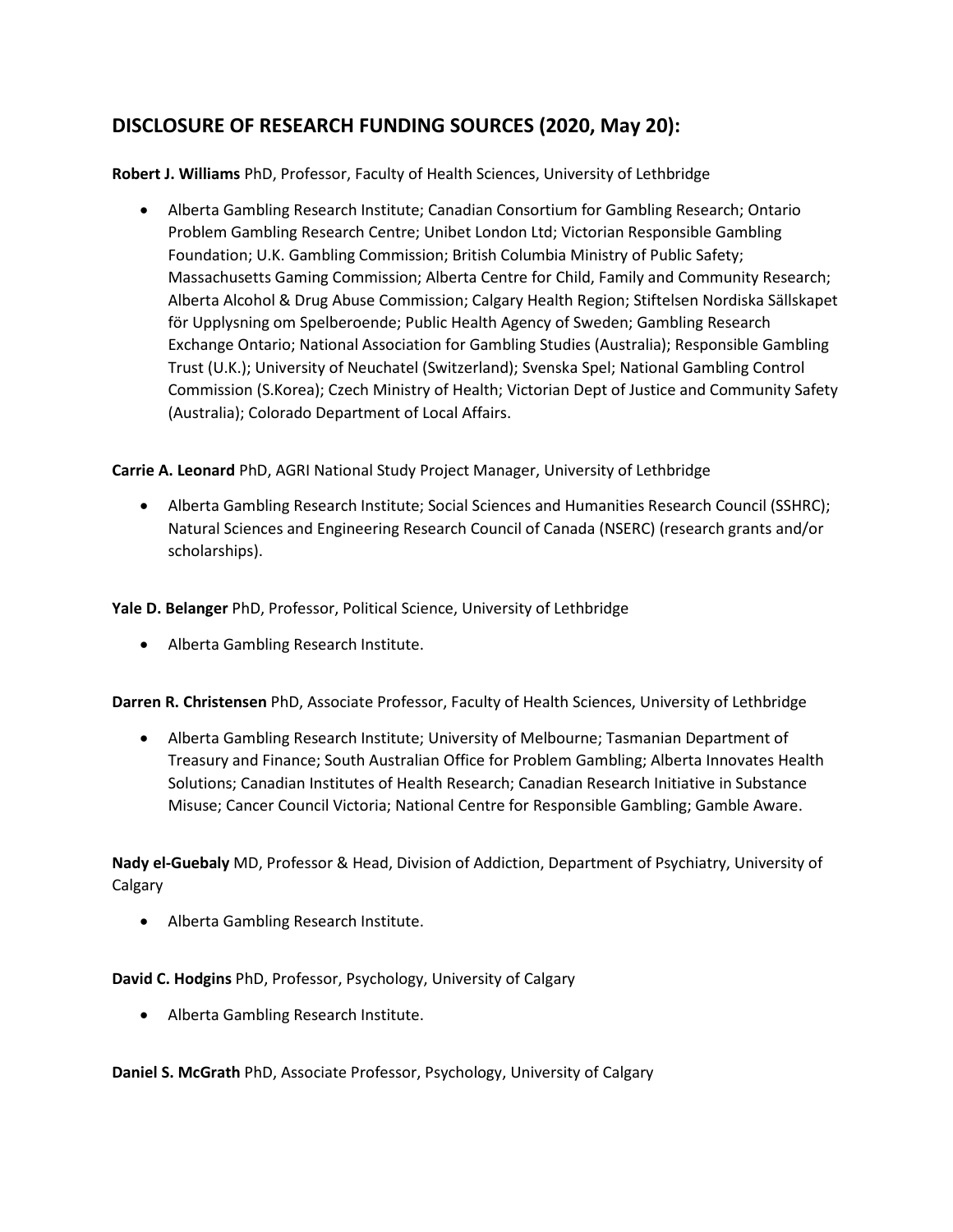## DISCLOSURE OF RESEARCH FUNDING SOURCES (2020, May 20):

**Robert J. Williams** PhD, Professor, Faculty of Health Sciences, University of Lethbridge

- Alberta Gambling Research Institute; Canadian Consortium for Gambling Research; Ontario Problem Gambling Research Centre; Unibet London Ltd; Victorian Responsible Gambling Foundation; U.K. Gambling Commission; British Columbia Ministry of Public Safety; Massachusetts Gaming Commission; Alberta Centre for Child, Family and Community Research; Alberta Alcohol & Drug Abuse Commission; Calgary Health Region; Stiftelsen Nordiska Sällskapet för Upplysning om Spelberoende; Public Health Agency of Sweden; Gambling Research Exchange Ontario; National Association for Gambling Studies (Australia); Responsible Gambling Trust (U.K.); University of Neuchatel (Switzerland); Svenska Spel; National Gambling Control Commission (S.Korea); Czech Ministry of Health; Victorian Dept of Justice and Community Safety (Australia); Colorado Department of Local Affairs.

**Carrie A. Leonard** PhD, AGRI National Study Project Manager, University of Lethbridge

- Alberta Gambling Research Institute; Social Sciences and Humanities Research Council (SSHRC); Natural Sciences and Engineering Research Council of Canada (NSERC) (research grants and/or scholarships).

**Yale D. Belanger** PhD, Professor, Political Science, University of Lethbridge

- Alberta Gambling Research Institute.

**Darren R. Christensen** PhD, Associate Professor, Faculty of Health Sciences, University of Lethbridge

- Alberta Gambling Research Institute; University of Melbourne; Tasmanian Department of Treasury and Finance; South Australian Office for Problem Gambling; Alberta Innovates Health Solutions; Canadian Institutes of Health Research; Canadian Research Initiative in Substance Misuse; Cancer Council Victoria; National Centre for Responsible Gambling; Gamble Aware.

**Nady el-Guebaly** MD, Professor & Head, Division of Addiction, Department of Psychiatry, University of Calgary

- Alberta Gambling Research Institute.

**David C. Hodgins** PhD, Professor, Psychology, University of Calgary

- Alberta Gambling Research Institute.

**Daniel S. McGrath** PhD, Associate Professor, Psychology, University of Calgary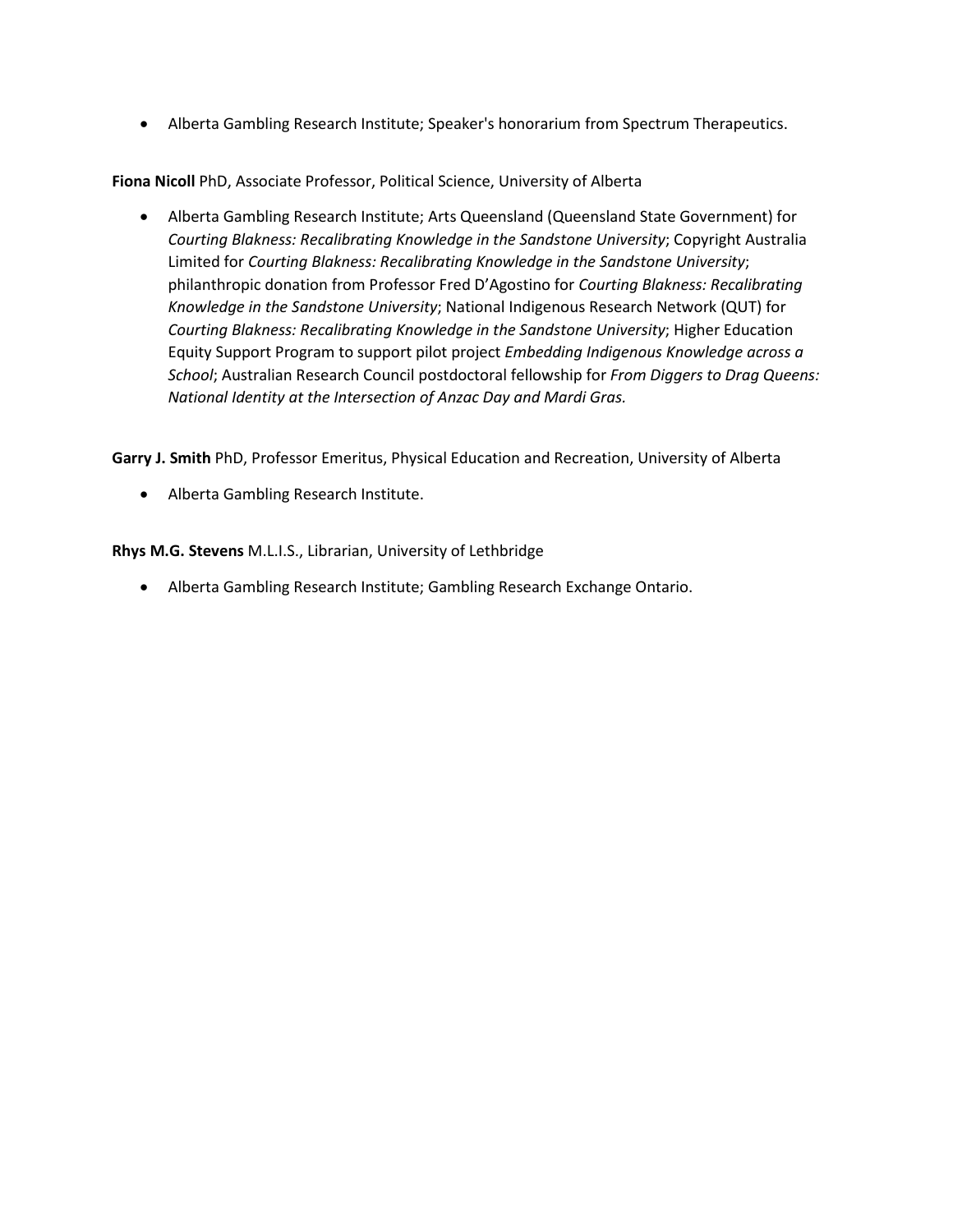- Alberta Gambling Research Institute; Speaker's honorarium from Spectrum Therapeutics.

**Fiona Nicoll** PhD, Associate Professor, Political Science, University of Alberta

- Alberta Gambling Research Institute; Arts Queensland (Queensland State Government) for *Courting Blakness: Recalibrating Knowledge in the Sandstone University*; Copyright Australia Limited for *Courting Blakness: Recalibrating Knowledge in the Sandstone University*; philanthropic donation from Professor Fred D'Agostino for *Courting Blakness: Recalibrating Knowledge in the Sandstone University*; National Indigenous Research Network (QUT) for *Courting Blakness: Recalibrating Knowledge in the Sandstone University*; Higher Education Equity Support Program to support pilot project *Embedding Indigenous Knowledge across a School*; Australian Research Council postdoctoral fellowship for *From Diggers to Drag Queens: National Identity at the Intersection of Anzac Day and Mardi Gras.*

**Garry J. Smith** PhD, Professor Emeritus, Physical Education and Recreation, University of Alberta

- Alberta Gambling Research Institute.

**Rhys M.G. Stevens** M.L.I.S., Librarian, University of Lethbridge

- Alberta Gambling Research Institute; Gambling Research Exchange Ontario.